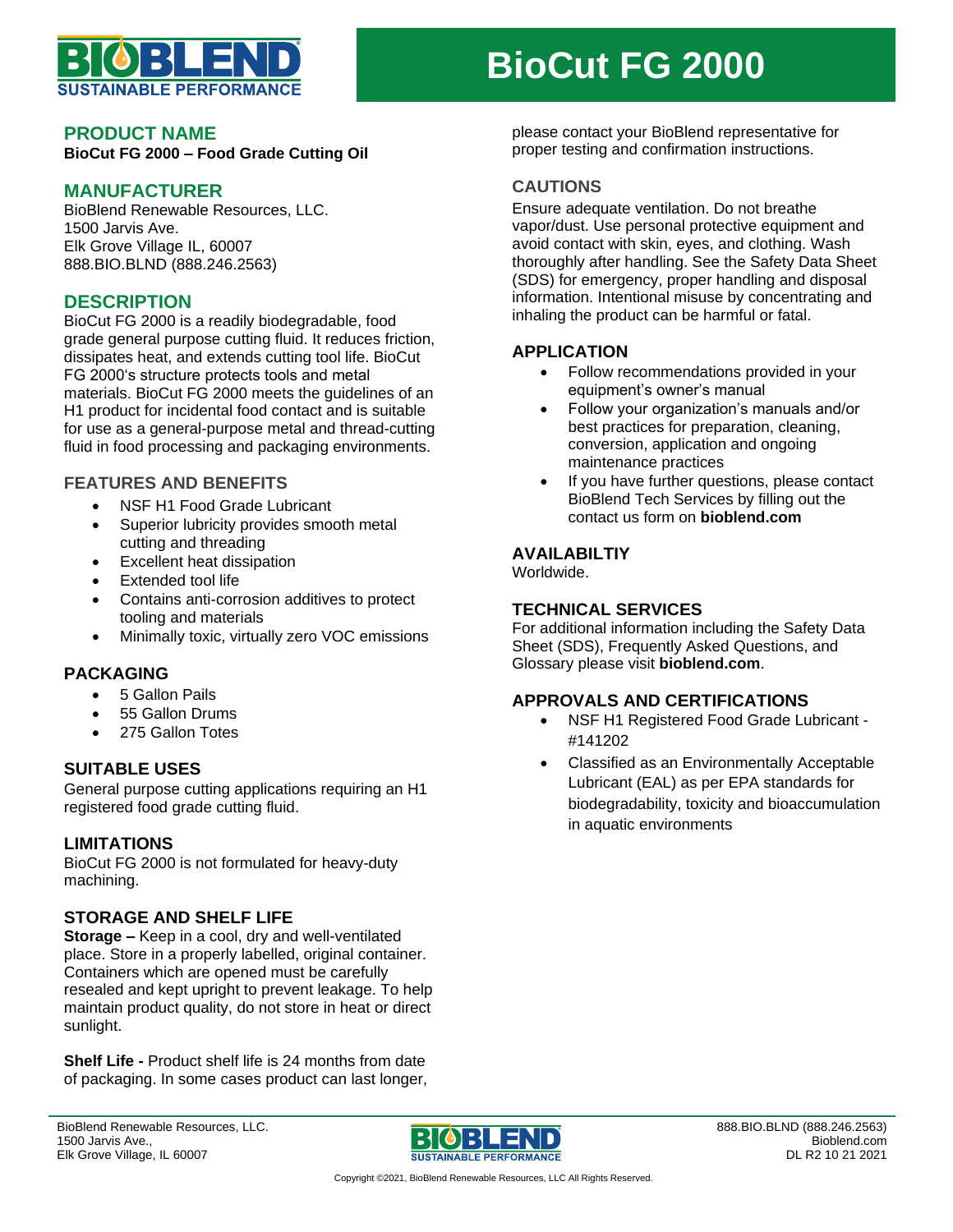# BioCut FG 2000

## PRODUCT NAME

**BioCut FG 2000 – Food Grade Cutting Oil**

## MANUFACTURER

BioBlend Renewable Resources, LLC.
1500 Jarvis Ave.
Elk Grove Village IL, 60007
888.BIO.BLND (888.246.2563)

## DESCRIPTION

BioCut FG 2000 is a readily biodegradable, food grade general purpose cutting fluid. It reduces friction, dissipates heat, and extends cutting tool life. BioCut FG 2000's structure protects tools and metal materials. BioCut FG 2000 meets the guidelines of an H1 product for incidental food contact and is suitable for use as a general-purpose metal and thread-cutting fluid in food processing and packaging environments.

### FEATURES AND BENEFITS

- NSF H1 Food Grade Lubricant
- Superior lubricity provides smooth metal cutting and threading
- Excellent heat dissipation
- Extended tool life
- Contains anti-corrosion additives to protect tooling and materials
- Minimally toxic, virtually zero VOC emissions

## PACKAGING

- 5 Gallon Pails
- 55 Gallon Drums
- 275 Gallon Totes

## SUITABLE USES

General purpose cutting applications requiring an H1 registered food grade cutting fluid.

## LIMITATIONS

BioCut FG 2000 is not formulated for heavy-duty machining.

## STORAGE AND SHELF LIFE

**Storage –** Keep in a cool, dry and well-ventilated place. Store in a properly labelled, original container. Containers which are opened must be carefully resealed and kept upright to prevent leakage. To help maintain product quality, do not store in heat or direct sunlight.

**Shelf Life -** Product shelf life is 24 months from date of packaging. In some cases product can last longer, please contact your BioBlend representative for proper testing and confirmation instructions.

### CAUTIONS

Ensure adequate ventilation. Do not breathe vapor/dust. Use personal protective equipment and avoid contact with skin, eyes, and clothing. Wash thoroughly after handling. See the Safety Data Sheet (SDS) for emergency, proper handling and disposal information. Intentional misuse by concentrating and inhaling the product can be harmful or fatal.

## APPLICATION

- Follow recommendations provided in your equipment's owner's manual
- Follow your organization's manuals and/or best practices for preparation, cleaning, conversion, application and ongoing maintenance practices
- If you have further questions, please contact BioBlend Tech Services by filling out the contact us form on **bioblend.com**

## AVAILABILTIY

Worldwide.

## TECHNICAL SERVICES

For additional information including the Safety Data Sheet (SDS), Frequently Asked Questions, and Glossary please visit **bioblend.com**.

## APPROVALS AND CERTIFICATIONS

- NSF H1 Registered Food Grade Lubricant - #141202
- Classified as an Environmentally Acceptable Lubricant (EAL) as per EPA standards for biodegradability, toxicity and bioaccumulation in aquatic environments

BioBlend Renewable Resources, LLC.
1500 Jarvis Ave.,
Elk Grove Village, IL 60007

888.BIO.BLND (888.246.2563)
Bioblend.com
DL R2 10 21 2021

Copyright ©2021, BioBlend Renewable Resources, LLC All Rights Reserved.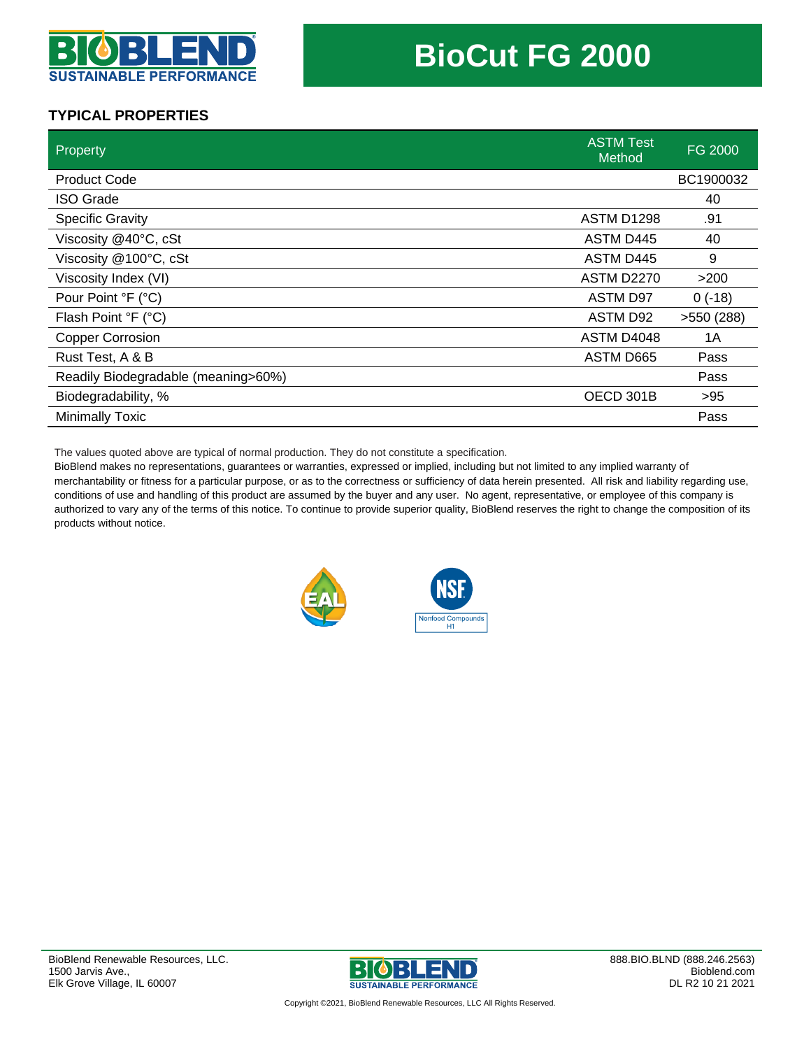# BioCut FG 2000

## TYPICAL PROPERTIES

| Property | ASTM Test Method | FG 2000 |
| --- | --- | --- |
| Product Code | | BC1900032 |
| ISO Grade | | 40 |
| Specific Gravity | ASTM D1298 | .91 |
| Viscosity @40°C, cSt | ASTM D445 | 40 |
| Viscosity @100°C, cSt | ASTM D445 | 9 |
| Viscosity Index (VI) | ASTM D2270 | >200 |
| Pour Point °F (°C) | ASTM D97 | 0 (-18) |
| Flash Point °F (°C) | ASTM D92 | >550 (288) |
| Copper Corrosion | ASTM D4048 | 1A |
| Rust Test, A & B | ASTM D665 | Pass |
| Readily Biodegradable (meaning>60%) | | Pass |
| Biodegradability, % | OECD 301B | >95 |
| Minimally Toxic | | Pass |

The values quoted above are typical of normal production. They do not constitute a specification.

BioBlend makes no representations, guarantees or warranties, expressed or implied, including but not limited to any implied warranty of merchantability or fitness for a particular purpose, or as to the correctness or sufficiency of data herein presented. All risk and liability regarding use, conditions of use and handling of this product are assumed by the buyer and any user. No agent, representative, or employee of this company is authorized to vary any of the terms of this notice. To continue to provide superior quality, BioBlend reserves the right to change the composition of its products without notice.

EAL

NSF Nonfood Compounds H1

BioBlend Renewable Resources, LLC.
1500 Jarvis Ave.,
Elk Grove Village, IL 60007

888.BIO.BLND (888.246.2563)
Bioblend.com
DL R2 10 21 2021

Copyright ©2021, BioBlend Renewable Resources, LLC All Rights Reserved.